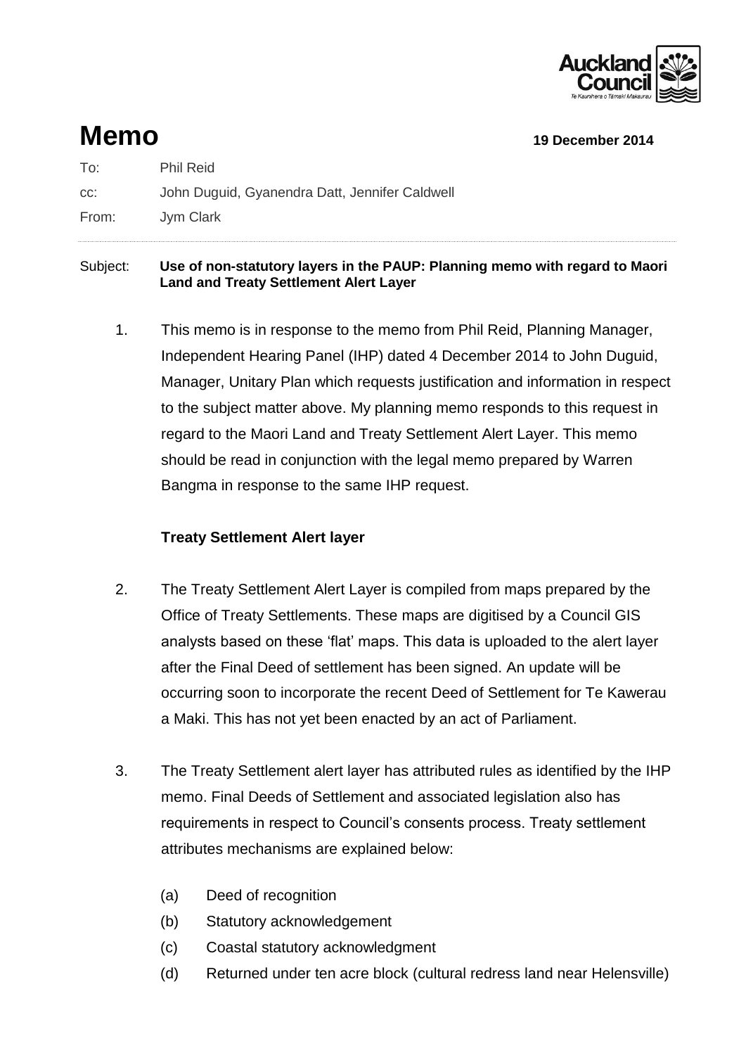# Memo

**19 December 2014**

To: Phil Reid

cc: John Duguid, Gyanendra Datt, Jennifer Caldwell

From: Jym Clark

Subject: **Use of non-statutory layers in the PAUP: Planning memo with regard to Maori Land and Treaty Settlement Alert Layer**

1. This memo is in response to the memo from Phil Reid, Planning Manager, Independent Hearing Panel (IHP) dated 4 December 2014 to John Duguid, Manager, Unitary Plan which requests justification and information in respect to the subject matter above. My planning memo responds to this request in regard to the Maori Land and Treaty Settlement Alert Layer. This memo should be read in conjunction with the legal memo prepared by Warren Bangma in response to the same IHP request.

**Treaty Settlement Alert layer**

2. The Treaty Settlement Alert Layer is compiled from maps prepared by the Office of Treaty Settlements. These maps are digitised by a Council GIS analysts based on these 'flat' maps. This data is uploaded to the alert layer after the Final Deed of settlement has been signed. An update will be occurring soon to incorporate the recent Deed of Settlement for Te Kawerau a Maki. This has not yet been enacted by an act of Parliament.

3. The Treaty Settlement alert layer has attributed rules as identified by the IHP memo. Final Deeds of Settlement and associated legislation also has requirements in respect to Council's consents process. Treaty settlement attributes mechanisms are explained below:

   (a) Deed of recognition
   
   (b) Statutory acknowledgement
   
   (c) Coastal statutory acknowledgment
   
   (d) Returned under ten acre block (cultural redress land near Helensville)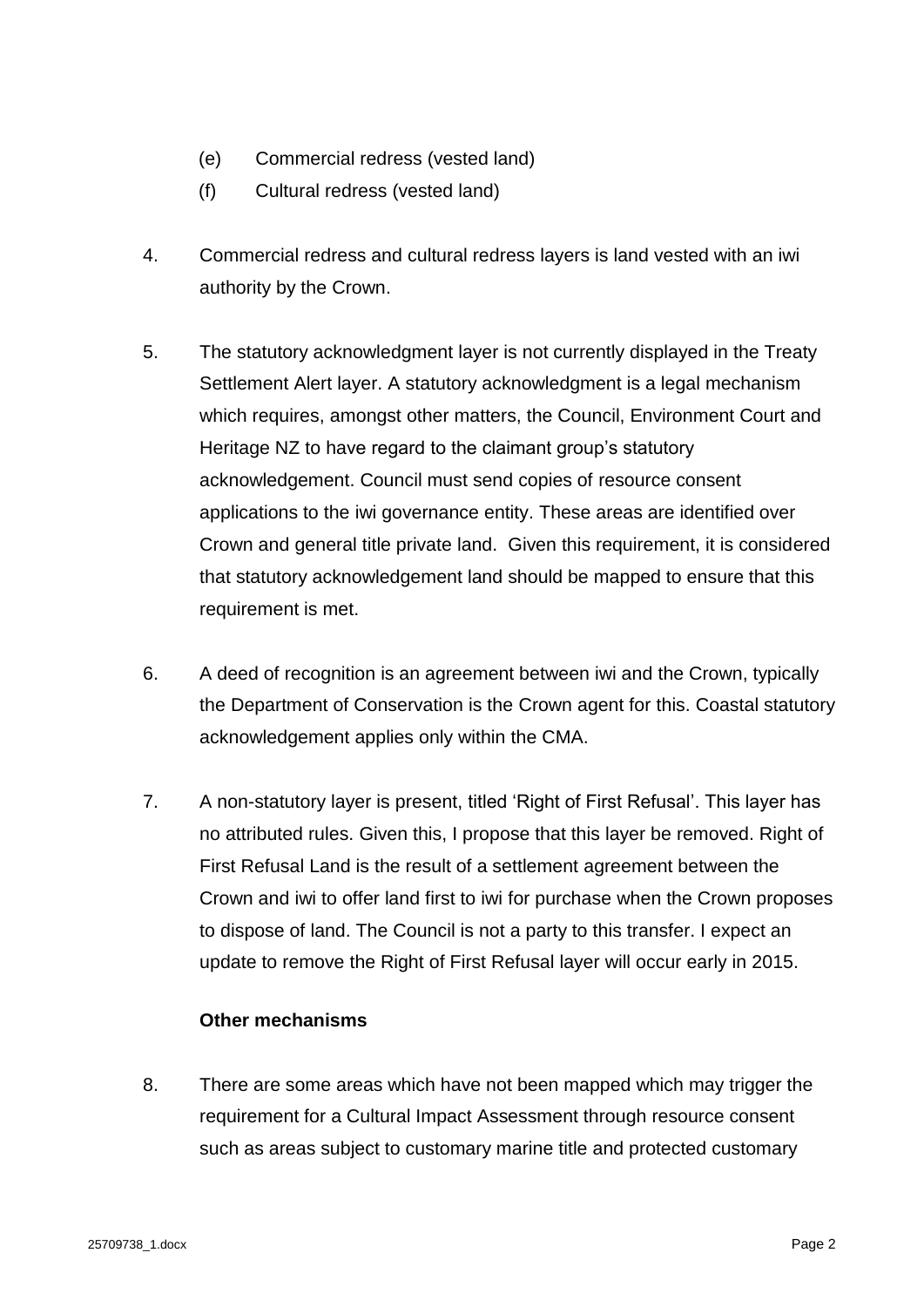(e) Commercial redress (vested land)

(f) Cultural redress (vested land)

4. Commercial redress and cultural redress layers is land vested with an iwi authority by the Crown.

5. The statutory acknowledgment layer is not currently displayed in the Treaty Settlement Alert layer. A statutory acknowledgment is a legal mechanism which requires, amongst other matters, the Council, Environment Court and Heritage NZ to have regard to the claimant group's statutory acknowledgement. Council must send copies of resource consent applications to the iwi governance entity. These areas are identified over Crown and general title private land. Given this requirement, it is considered that statutory acknowledgement land should be mapped to ensure that this requirement is met.

6. A deed of recognition is an agreement between iwi and the Crown, typically the Department of Conservation is the Crown agent for this. Coastal statutory acknowledgement applies only within the CMA.

7. A non-statutory layer is present, titled 'Right of First Refusal'. This layer has no attributed rules. Given this, I propose that this layer be removed. Right of First Refusal Land is the result of a settlement agreement between the Crown and iwi to offer land first to iwi for purchase when the Crown proposes to dispose of land. The Council is not a party to this transfer. I expect an update to remove the Right of First Refusal layer will occur early in 2015.

**Other mechanisms**

8. There are some areas which have not been mapped which may trigger the requirement for a Cultural Impact Assessment through resource consent such as areas subject to customary marine title and protected customary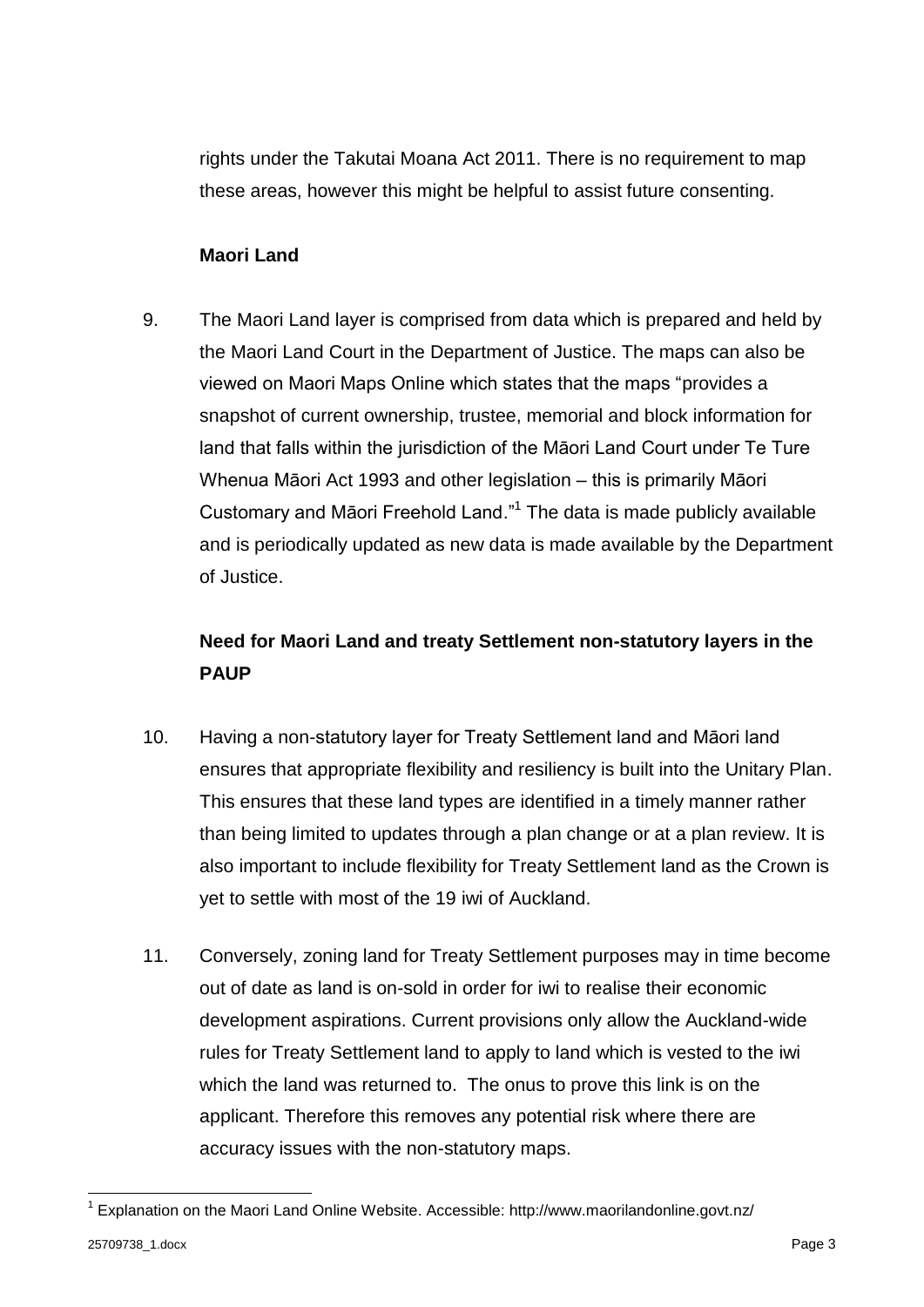rights under the Takutai Moana Act 2011. There is no requirement to map these areas, however this might be helpful to assist future consenting.

### Maori Land

9. The Maori Land layer is comprised from data which is prepared and held by the Maori Land Court in the Department of Justice. The maps can also be viewed on Maori Maps Online which states that the maps "provides a snapshot of current ownership, trustee, memorial and block information for land that falls within the jurisdiction of the Māori Land Court under Te Ture Whenua Māori Act 1993 and other legislation – this is primarily Māori Customary and Māori Freehold Land."[1] The data is made publicly available and is periodically updated as new data is made available by the Department of Justice.

### Need for Maori Land and treaty Settlement non-statutory layers in the PAUP

10. Having a non-statutory layer for Treaty Settlement land and Māori land ensures that appropriate flexibility and resiliency is built into the Unitary Plan. This ensures that these land types are identified in a timely manner rather than being limited to updates through a plan change or at a plan review. It is also important to include flexibility for Treaty Settlement land as the Crown is yet to settle with most of the 19 iwi of Auckland.

11. Conversely, zoning land for Treaty Settlement purposes may in time become out of date as land is on-sold in order for iwi to realise their economic development aspirations. Current provisions only allow the Auckland-wide rules for Treaty Settlement land to apply to land which is vested to the iwi which the land was returned to. The onus to prove this link is on the applicant. Therefore this removes any potential risk where there are accuracy issues with the non-statutory maps.

---

[1] Explanation on the Maori Land Online Website. Accessible: http://www.maorilandonline.govt.nz/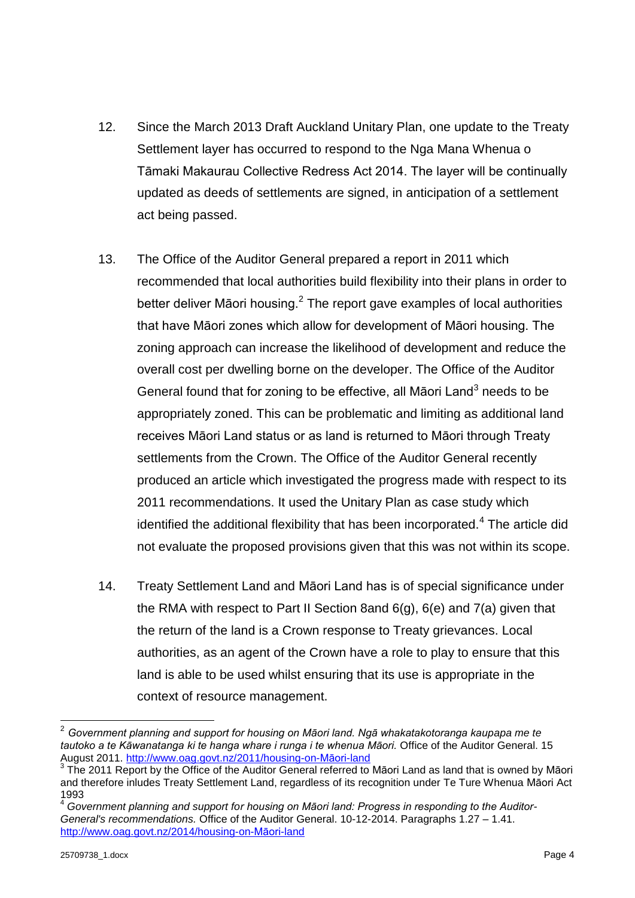12. Since the March 2013 Draft Auckland Unitary Plan, one update to the Treaty Settlement layer has occurred to respond to the Nga Mana Whenua o Tāmaki Makaurau Collective Redress Act 2014. The layer will be continually updated as deeds of settlements are signed, in anticipation of a settlement act being passed.

13. The Office of the Auditor General prepared a report in 2011 which recommended that local authorities build flexibility into their plans in order to better deliver Māori housing.[2] The report gave examples of local authorities that have Māori zones which allow for development of Māori housing. The zoning approach can increase the likelihood of development and reduce the overall cost per dwelling borne on the developer. The Office of the Auditor General found that for zoning to be effective, all Māori Land[3] needs to be appropriately zoned. This can be problematic and limiting as additional land receives Māori Land status or as land is returned to Māori through Treaty settlements from the Crown. The Office of the Auditor General recently produced an article which investigated the progress made with respect to its 2011 recommendations. It used the Unitary Plan as case study which identified the additional flexibility that has been incorporated.[4] The article did not evaluate the proposed provisions given that this was not within its scope.

14. Treaty Settlement Land and Māori Land has is of special significance under the RMA with respect to Part II Section 8and 6(g), 6(e) and 7(a) given that the return of the land is a Crown response to Treaty grievances. Local authorities, as an agent of the Crown have a role to play to ensure that this land is able to be used whilst ensuring that its use is appropriate in the context of resource management.

---

[2] *Government planning and support for housing on Māori land. Ngā whakatakotoranga kaupapa me te tautoko a te Kāwanatanga ki te hanga whare i runga i te whenua Māori.* Office of the Auditor General. 15 August 2011. http://www.oag.govt.nz/2011/housing-on-Māori-land

[3] The 2011 Report by the Office of the Auditor General referred to Māori Land as land that is owned by Māori and therefore inludes Treaty Settlement Land, regardless of its recognition under Te Ture Whenua Māori Act 1993

[4] *Government planning and support for housing on Māori land: Progress in responding to the Auditor-General's recommendations.* Office of the Auditor General. 10-12-2014. Paragraphs 1.27 – 1.41. http://www.oag.govt.nz/2014/housing-on-Māori-land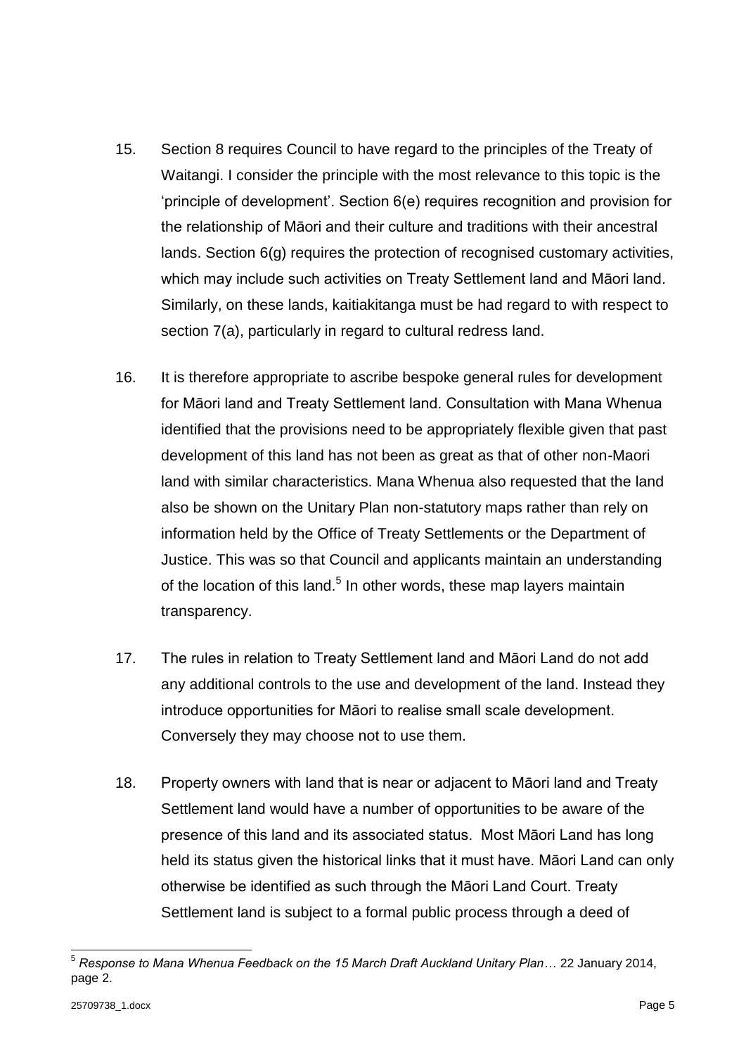15. Section 8 requires Council to have regard to the principles of the Treaty of Waitangi. I consider the principle with the most relevance to this topic is the 'principle of development'. Section 6(e) requires recognition and provision for the relationship of Māori and their culture and traditions with their ancestral lands. Section 6(g) requires the protection of recognised customary activities, which may include such activities on Treaty Settlement land and Māori land. Similarly, on these lands, kaitiakitanga must be had regard to with respect to section 7(a), particularly in regard to cultural redress land.

16. It is therefore appropriate to ascribe bespoke general rules for development for Māori land and Treaty Settlement land. Consultation with Mana Whenua identified that the provisions need to be appropriately flexible given that past development of this land has not been as great as that of other non-Maori land with similar characteristics. Mana Whenua also requested that the land also be shown on the Unitary Plan non-statutory maps rather than rely on information held by the Office of Treaty Settlements or the Department of Justice. This was so that Council and applicants maintain an understanding of the location of this land.[5] In other words, these map layers maintain transparency.

17. The rules in relation to Treaty Settlement land and Māori Land do not add any additional controls to the use and development of the land. Instead they introduce opportunities for Māori to realise small scale development. Conversely they may choose not to use them.

18. Property owners with land that is near or adjacent to Māori land and Treaty Settlement land would have a number of opportunities to be aware of the presence of this land and its associated status. Most Māori Land has long held its status given the historical links that it must have. Māori Land can only otherwise be identified as such through the Māori Land Court. Treaty Settlement land is subject to a formal public process through a deed of

---

[5] *Response to Mana Whenua Feedback on the 15 March Draft Auckland Unitary Plan…* 22 January 2014, page 2.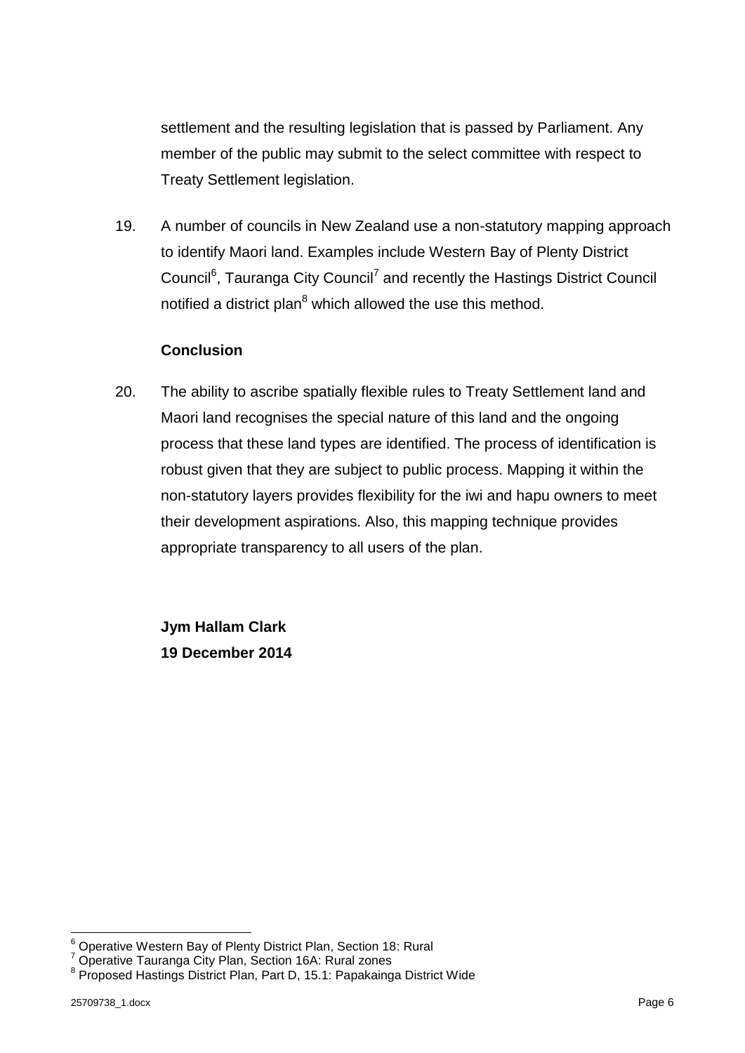settlement and the resulting legislation that is passed by Parliament. Any member of the public may submit to the select committee with respect to Treaty Settlement legislation.

19. A number of councils in New Zealand use a non-statutory mapping approach to identify Maori land. Examples include Western Bay of Plenty District Council[6], Tauranga City Council[7] and recently the Hastings District Council notified a district plan[8] which allowed the use this method.

**Conclusion**

20. The ability to ascribe spatially flexible rules to Treaty Settlement land and Maori land recognises the special nature of this land and the ongoing process that these land types are identified. The process of identification is robust given that they are subject to public process. Mapping it within the non-statutory layers provides flexibility for the iwi and hapu owners to meet their development aspirations. Also, this mapping technique provides appropriate transparency to all users of the plan.

**Jym Hallam Clark**
**19 December 2014**

---

[6] Operative Western Bay of Plenty District Plan, Section 18: Rural
[7] Operative Tauranga City Plan, Section 16A: Rural zones
[8] Proposed Hastings District Plan, Part D, 15.1: Papakainga District Wide